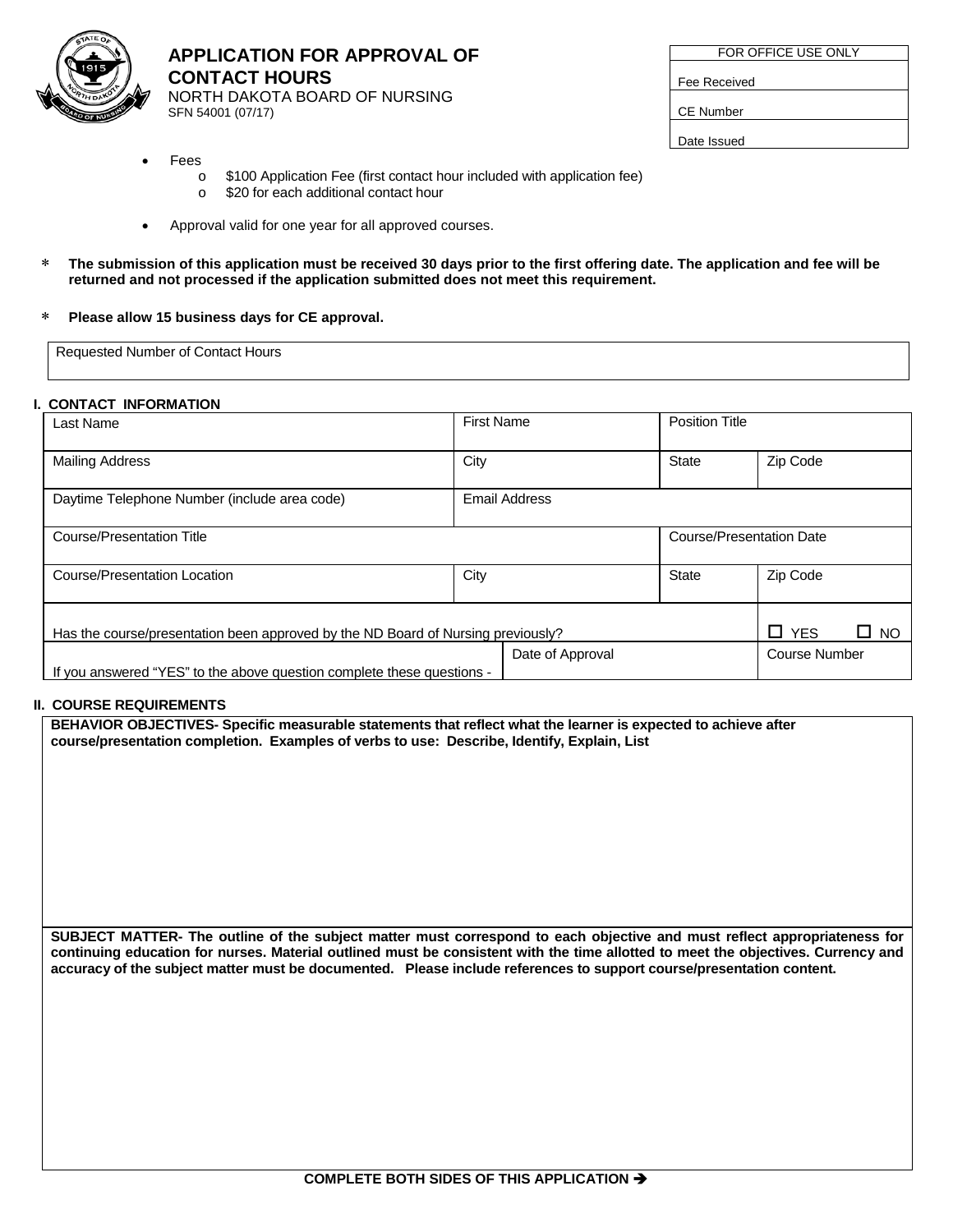# APPLICATION FOR APPROVAL OF CONTACT HOURS

NORTH DAKOTA BOARD OF NURSING
SFN 54001 (07/17)

| FOR OFFICE USE ONLY |
|---|
| Fee Received |
| CE Number |
| Date Issued |

- Fees
  - $100 Application Fee (first contact hour included with application fee)
  - $20 for each additional contact hour
- Approval valid for one year for all approved courses.

\* **The submission of this application must be received 30 days prior to the first offering date. The application and fee will be returned and not processed if the application submitted does not meet this requirement.**

\* **Please allow 15 business days for CE approval.**

| Requested Number of Contact Hours |
|---|
| |

## I. CONTACT INFORMATION

| Last Name | First Name | Position Title | |
|---|---|---|---|
| Mailing Address | City | State | Zip Code |
| Daytime Telephone Number (include area code) | Email Address | | |
| Course/Presentation Title | | Course/Presentation Date | |
| Course/Presentation Location | City | State | Zip Code |
| Has the course/presentation been approved by the ND Board of Nursing previously? | | | ☐ YES ☐ NO |
| If you answered "YES" to the above question complete these questions - | Date of Approval | | Course Number |

## II. COURSE REQUIREMENTS

**BEHAVIOR OBJECTIVES- Specific measurable statements that reflect what the learner is expected to achieve after course/presentation completion. Examples of verbs to use: Describe, Identify, Explain, List**

**SUBJECT MATTER- The outline of the subject matter must correspond to each objective and must reflect appropriateness for continuing education for nurses. Material outlined must be consistent with the time allotted to meet the objectives. Currency and accuracy of the subject matter must be documented. Please include references to support course/presentation content.**

**COMPLETE BOTH SIDES OF THIS APPLICATION ➔**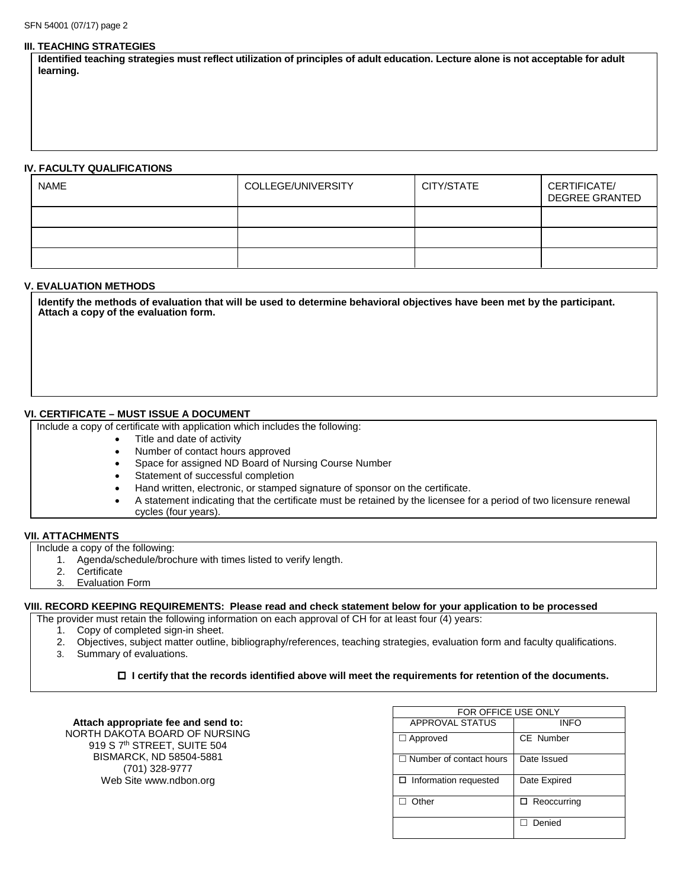### III. TEACHING STRATEGIES

**Identified teaching strategies must reflect utilization of principles of adult education. Lecture alone is not acceptable for adult learning.**

### IV. FACULTY QUALIFICATIONS

| NAME | COLLEGE/UNIVERSITY | CITY/STATE | CERTIFICATE/ DEGREE GRANTED |
|---|---|---|---|
| | | | |
| | | | |
| | | | |

### V. EVALUATION METHODS

**Identify the methods of evaluation that will be used to determine behavioral objectives have been met by the participant. Attach a copy of the evaluation form.**

### VI. CERTIFICATE – MUST ISSUE A DOCUMENT

Include a copy of certificate with application which includes the following:

- Title and date of activity
- Number of contact hours approved
- Space for assigned ND Board of Nursing Course Number
- Statement of successful completion
- Hand written, electronic, or stamped signature of sponsor on the certificate.
- A statement indicating that the certificate must be retained by the licensee for a period of two licensure renewal cycles (four years).

### VII. ATTACHMENTS

Include a copy of the following:

1. Agenda/schedule/brochure with times listed to verify length.
2. Certificate
3. Evaluation Form

### VIII. RECORD KEEPING REQUIREMENTS: Please read and check statement below for your application to be processed

The provider must retain the following information on each approval of CH for at least four (4) years:

1. Copy of completed sign-in sheet.
2. Objectives, subject matter outline, bibliography/references, teaching strategies, evaluation form and faculty qualifications.
3. Summary of evaluations.

☐ **I certify that the records identified above will meet the requirements for retention of the documents.**

**Attach appropriate fee and send to:**
NORTH DAKOTA BOARD OF NURSING
919 S 7th STREET, SUITE 504
BISMARCK, ND 58504-5881
(701) 328-9777
Web Site www.ndbon.org

| FOR OFFICE USE ONLY | |
|---|---|
| APPROVAL STATUS | INFO |
| ☐ Approved | CE Number |
| ☐ Number of contact hours | Date Issued |
| ☐ Information requested | Date Expired |
| ☐ Other | ☐ Reoccurring |
| | ☐ Denied |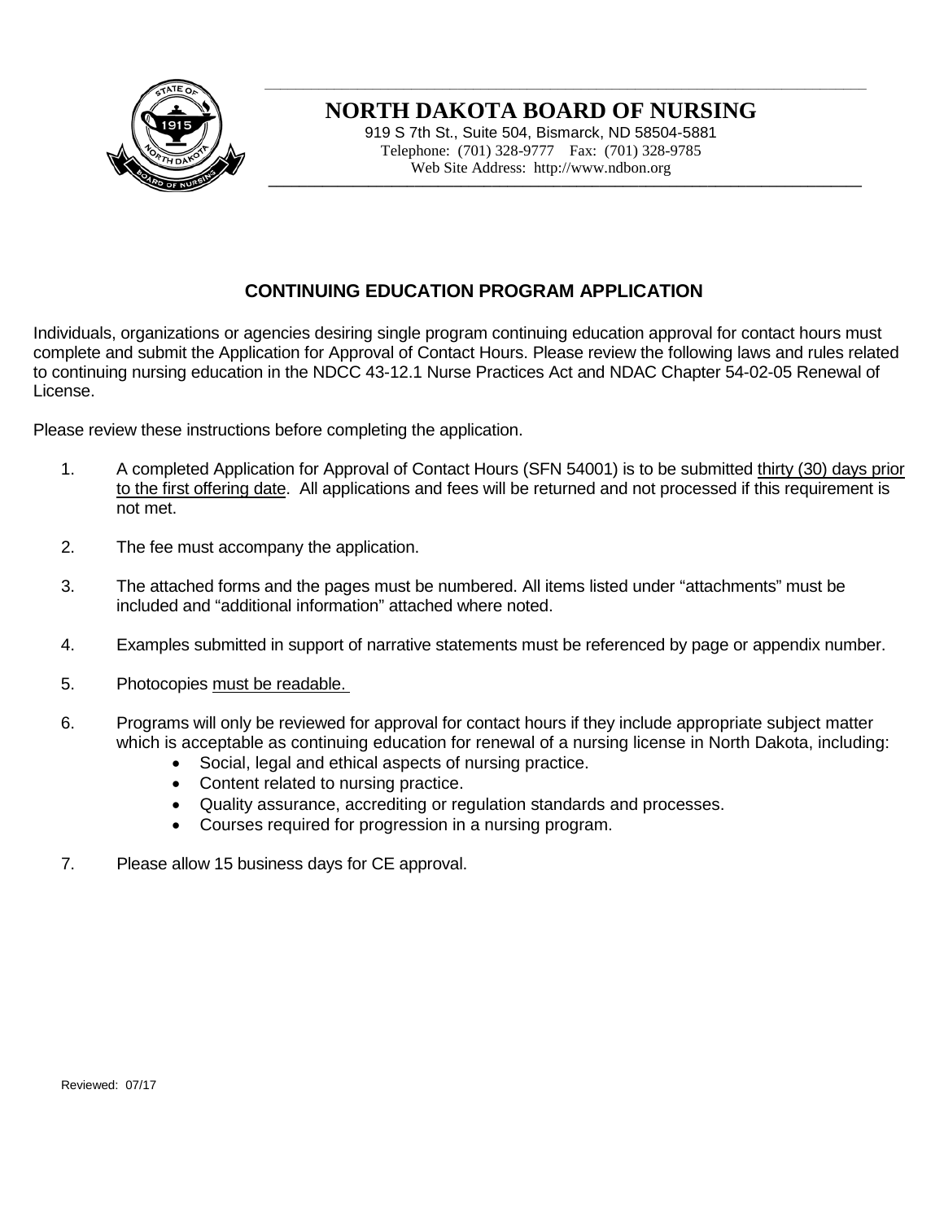# NORTH DAKOTA BOARD OF NURSING

919 S 7th St., Suite 504, Bismarck, ND 58504-5881
Telephone: (701) 328-9777 Fax: (701) 328-9785
Web Site Address: http://www.ndbon.org

## CONTINUING EDUCATION PROGRAM APPLICATION

Individuals, organizations or agencies desiring single program continuing education approval for contact hours must complete and submit the Application for Approval of Contact Hours. Please review the following laws and rules related to continuing nursing education in the NDCC 43-12.1 Nurse Practices Act and NDAC Chapter 54-02-05 Renewal of License.

Please review these instructions before completing the application.

1. A completed Application for Approval of Contact Hours (SFN 54001) is to be submitted thirty (30) days prior to the first offering date. All applications and fees will be returned and not processed if this requirement is not met.
2. The fee must accompany the application.
3. The attached forms and the pages must be numbered. All items listed under "attachments" must be included and "additional information" attached where noted.
4. Examples submitted in support of narrative statements must be referenced by page or appendix number.
5. Photocopies must be readable.
6. Programs will only be reviewed for approval for contact hours if they include appropriate subject matter which is acceptable as continuing education for renewal of a nursing license in North Dakota, including:
   - Social, legal and ethical aspects of nursing practice.
   - Content related to nursing practice.
   - Quality assurance, accrediting or regulation standards and processes.
   - Courses required for progression in a nursing program.
7. Please allow 15 business days for CE approval.

Reviewed: 07/17